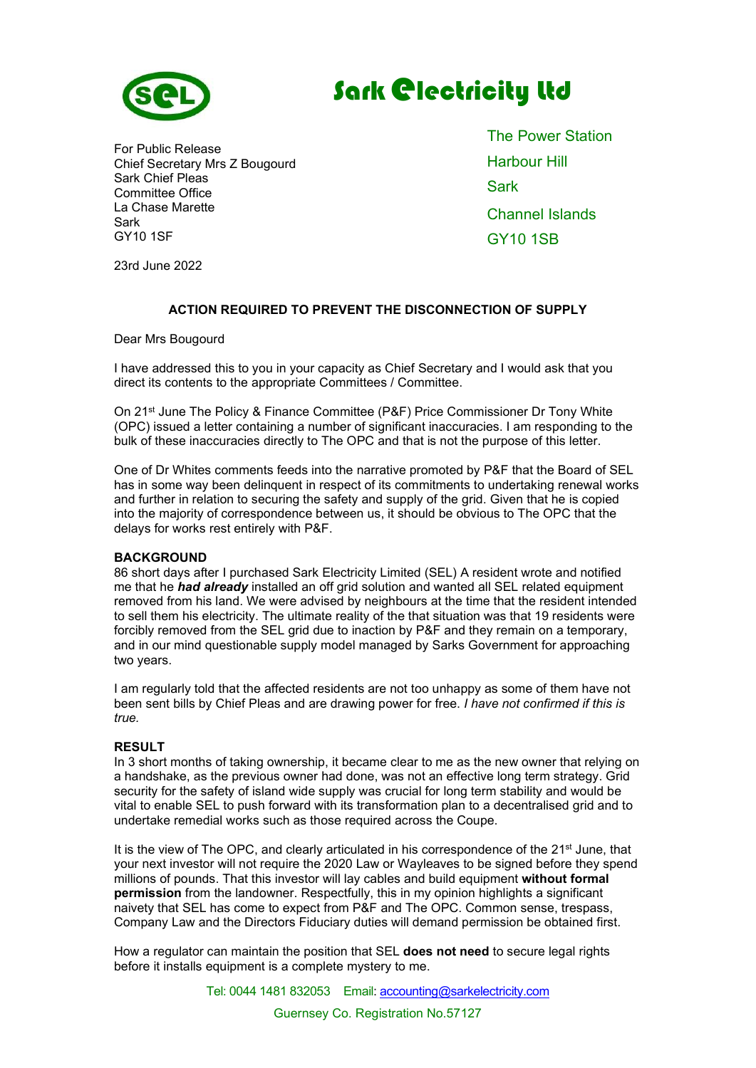# Sark Electricity Ltd

For Public Release
Chief Secretary Mrs Z Bougourd
Sark Chief Pleas
Committee Office
La Chase Marette
Sark
GY10 1SF

The Power Station
Harbour Hill
Sark
Channel Islands
GY10 1SB

23rd June 2022

**ACTION REQUIRED TO PREVENT THE DISCONNECTION OF SUPPLY**

Dear Mrs Bougourd

I have addressed this to you in your capacity as Chief Secretary and I would ask that you direct its contents to the appropriate Committees / Committee.

On 21st June The Policy & Finance Committee (P&F) Price Commissioner Dr Tony White (OPC) issued a letter containing a number of significant inaccuracies. I am responding to the bulk of these inaccuracies directly to The OPC and that is not the purpose of this letter.

One of Dr Whites comments feeds into the narrative promoted by P&F that the Board of SEL has in some way been delinquent in respect of its commitments to undertaking renewal works and further in relation to securing the safety and supply of the grid. Given that he is copied into the majority of correspondence between us, it should be obvious to The OPC that the delays for works rest entirely with P&F.

**BACKGROUND**
86 short days after I purchased Sark Electricity Limited (SEL) A resident wrote and notified me that he ***had already*** installed an off grid solution and wanted all SEL related equipment removed from his land. We were advised by neighbours at the time that the resident intended to sell them his electricity. The ultimate reality of the that situation was that 19 residents were forcibly removed from the SEL grid due to inaction by P&F and they remain on a temporary, and in our mind questionable supply model managed by Sarks Government for approaching two years.

I am regularly told that the affected residents are not too unhappy as some of them have not been sent bills by Chief Pleas and are drawing power for free. *I have not confirmed if this is true.*

**RESULT**
In 3 short months of taking ownership, it became clear to me as the new owner that relying on a handshake, as the previous owner had done, was not an effective long term strategy. Grid security for the safety of island wide supply was crucial for long term stability and would be vital to enable SEL to push forward with its transformation plan to a decentralised grid and to undertake remedial works such as those required across the Coupe.

It is the view of The OPC, and clearly articulated in his correspondence of the 21st June, that your next investor will not require the 2020 Law or Wayleaves to be signed before they spend millions of pounds. That this investor will lay cables and build equipment **without formal permission** from the landowner. Respectfully, this in my opinion highlights a significant naivety that SEL has come to expect from P&F and The OPC. Common sense, trespass, Company Law and the Directors Fiduciary duties will demand permission be obtained first.

How a regulator can maintain the position that SEL **does not need** to secure legal rights before it installs equipment is a complete mystery to me.

Tel: 0044 1481 832053 Email: accounting@sarkelectricity.com
Guernsey Co. Registration No.57127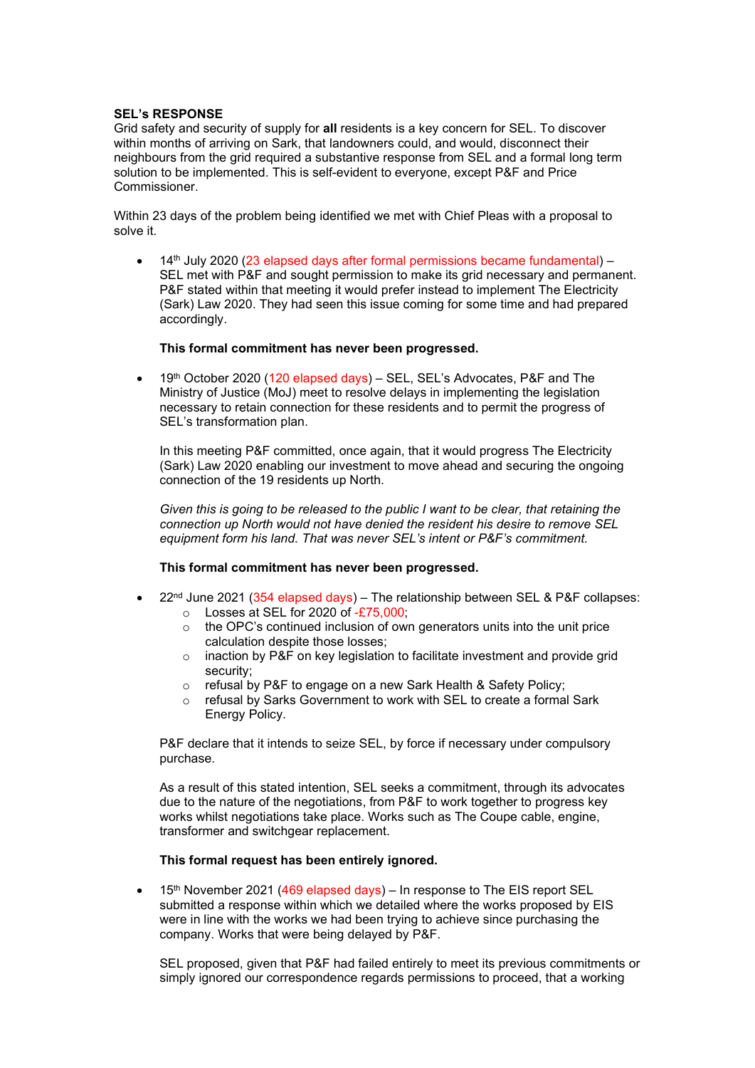**SEL's RESPONSE**

Grid safety and security of supply for **all** residents is a key concern for SEL. To discover within months of arriving on Sark, that landowners could, and would, disconnect their neighbours from the grid required a substantive response from SEL and a formal long term solution to be implemented. This is self-evident to everyone, except P&F and Price Commissioner.

Within 23 days of the problem being identified we met with Chief Pleas with a proposal to solve it.

- 14th July 2020 (23 elapsed days after formal permissions became fundamental) – SEL met with P&F and sought permission to make its grid necessary and permanent. P&F stated within that meeting it would prefer instead to implement The Electricity (Sark) Law 2020. They had seen this issue coming for some time and had prepared accordingly.

  **This formal commitment has never been progressed.**

- 19th October 2020 (120 elapsed days) – SEL, SEL's Advocates, P&F and The Ministry of Justice (MoJ) meet to resolve delays in implementing the legislation necessary to retain connection for these residents and to permit the progress of SEL's transformation plan.

  In this meeting P&F committed, once again, that it would progress The Electricity (Sark) Law 2020 enabling our investment to move ahead and securing the ongoing connection of the 19 residents up North.

  *Given this is going to be released to the public I want to be clear, that retaining the connection up North would not have denied the resident his desire to remove SEL equipment form his land. That was never SEL's intent or P&F's commitment.*

  **This formal commitment has never been progressed.**

- 22nd June 2021 (354 elapsed days) – The relationship between SEL & P&F collapses:
  - Losses at SEL for 2020 of -£75,000;
  - the OPC's continued inclusion of own generators units into the unit price calculation despite those losses;
  - inaction by P&F on key legislation to facilitate investment and provide grid security;
  - refusal by P&F to engage on a new Sark Health & Safety Policy;
  - refusal by Sarks Government to work with SEL to create a formal Sark Energy Policy.

  P&F declare that it intends to seize SEL, by force if necessary under compulsory purchase.

  As a result of this stated intention, SEL seeks a commitment, through its advocates due to the nature of the negotiations, from P&F to work together to progress key works whilst negotiations take place. Works such as The Coupe cable, engine, transformer and switchgear replacement.

  **This formal request has been entirely ignored.**

- 15th November 2021 (469 elapsed days) – In response to The EIS report SEL submitted a response within which we detailed where the works proposed by EIS were in line with the works we had been trying to achieve since purchasing the company. Works that were being delayed by P&F.

  SEL proposed, given that P&F had failed entirely to meet its previous commitments or simply ignored our correspondence regards permissions to proceed, that a working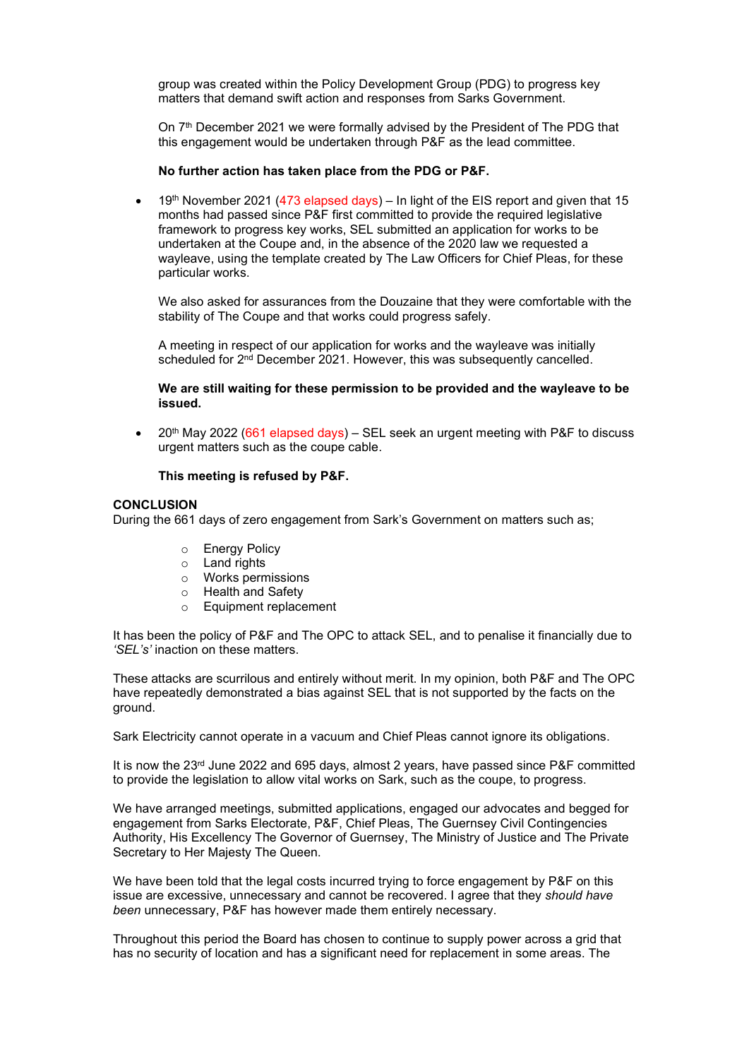group was created within the Policy Development Group (PDG) to progress key matters that demand swift action and responses from Sarks Government.

On 7th December 2021 we were formally advised by the President of The PDG that this engagement would be undertaken through P&F as the lead committee.

**No further action has taken place from the PDG or P&F.**

- 19th November 2021 (473 elapsed days) – In light of the EIS report and given that 15 months had passed since P&F first committed to provide the required legislative framework to progress key works, SEL submitted an application for works to be undertaken at the Coupe and, in the absence of the 2020 law we requested a wayleave, using the template created by The Law Officers for Chief Pleas, for these particular works.

  We also asked for assurances from the Douzaine that they were comfortable with the stability of The Coupe and that works could progress safely.

  A meeting in respect of our application for works and the wayleave was initially scheduled for 2nd December 2021. However, this was subsequently cancelled.

  **We are still waiting for these permission to be provided and the wayleave to be issued.**

- 20th May 2022 (661 elapsed days) – SEL seek an urgent meeting with P&F to discuss urgent matters such as the coupe cable.

  **This meeting is refused by P&F.**

**CONCLUSION**

During the 661 days of zero engagement from Sark's Government on matters such as;

- Energy Policy
- Land rights
- Works permissions
- Health and Safety
- Equipment replacement

It has been the policy of P&F and The OPC to attack SEL, and to penalise it financially due to *'SEL's'* inaction on these matters.

These attacks are scurrilous and entirely without merit. In my opinion, both P&F and The OPC have repeatedly demonstrated a bias against SEL that is not supported by the facts on the ground.

Sark Electricity cannot operate in a vacuum and Chief Pleas cannot ignore its obligations.

It is now the 23rd June 2022 and 695 days, almost 2 years, have passed since P&F committed to provide the legislation to allow vital works on Sark, such as the coupe, to progress.

We have arranged meetings, submitted applications, engaged our advocates and begged for engagement from Sarks Electorate, P&F, Chief Pleas, The Guernsey Civil Contingencies Authority, His Excellency The Governor of Guernsey, The Ministry of Justice and The Private Secretary to Her Majesty The Queen.

We have been told that the legal costs incurred trying to force engagement by P&F on this issue are excessive, unnecessary and cannot be recovered. I agree that they *should have been* unnecessary, P&F has however made them entirely necessary.

Throughout this period the Board has chosen to continue to supply power across a grid that has no security of location and has a significant need for replacement in some areas. The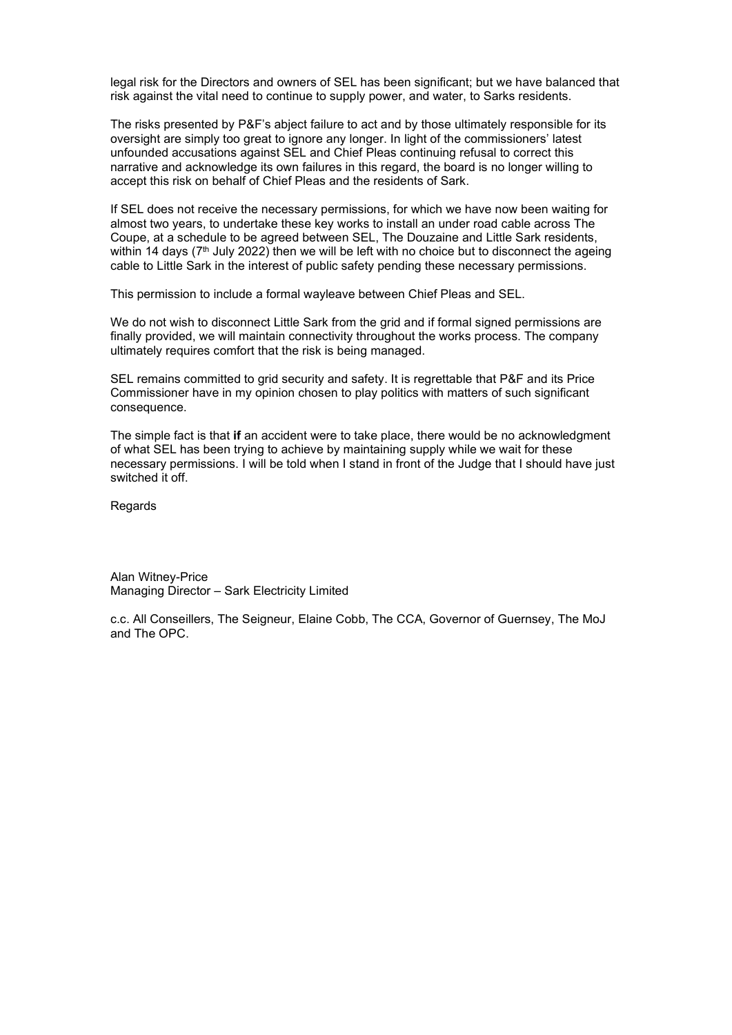legal risk for the Directors and owners of SEL has been significant; but we have balanced that risk against the vital need to continue to supply power, and water, to Sarks residents.

The risks presented by P&F's abject failure to act and by those ultimately responsible for its oversight are simply too great to ignore any longer. In light of the commissioners' latest unfounded accusations against SEL and Chief Pleas continuing refusal to correct this narrative and acknowledge its own failures in this regard, the board is no longer willing to accept this risk on behalf of Chief Pleas and the residents of Sark.

If SEL does not receive the necessary permissions, for which we have now been waiting for almost two years, to undertake these key works to install an under road cable across The Coupe, at a schedule to be agreed between SEL, The Douzaine and Little Sark residents, within 14 days (7th July 2022) then we will be left with no choice but to disconnect the ageing cable to Little Sark in the interest of public safety pending these necessary permissions.

This permission to include a formal wayleave between Chief Pleas and SEL.

We do not wish to disconnect Little Sark from the grid and if formal signed permissions are finally provided, we will maintain connectivity throughout the works process. The company ultimately requires comfort that the risk is being managed.

SEL remains committed to grid security and safety. It is regrettable that P&F and its Price Commissioner have in my opinion chosen to play politics with matters of such significant consequence.

The simple fact is that **if** an accident were to take place, there would be no acknowledgment of what SEL has been trying to achieve by maintaining supply while we wait for these necessary permissions. I will be told when I stand in front of the Judge that I should have just switched it off.

Regards

Alan Witney-Price
Managing Director – Sark Electricity Limited

c.c. All Conseillers, The Seigneur, Elaine Cobb, The CCA, Governor of Guernsey, The MoJ and The OPC.